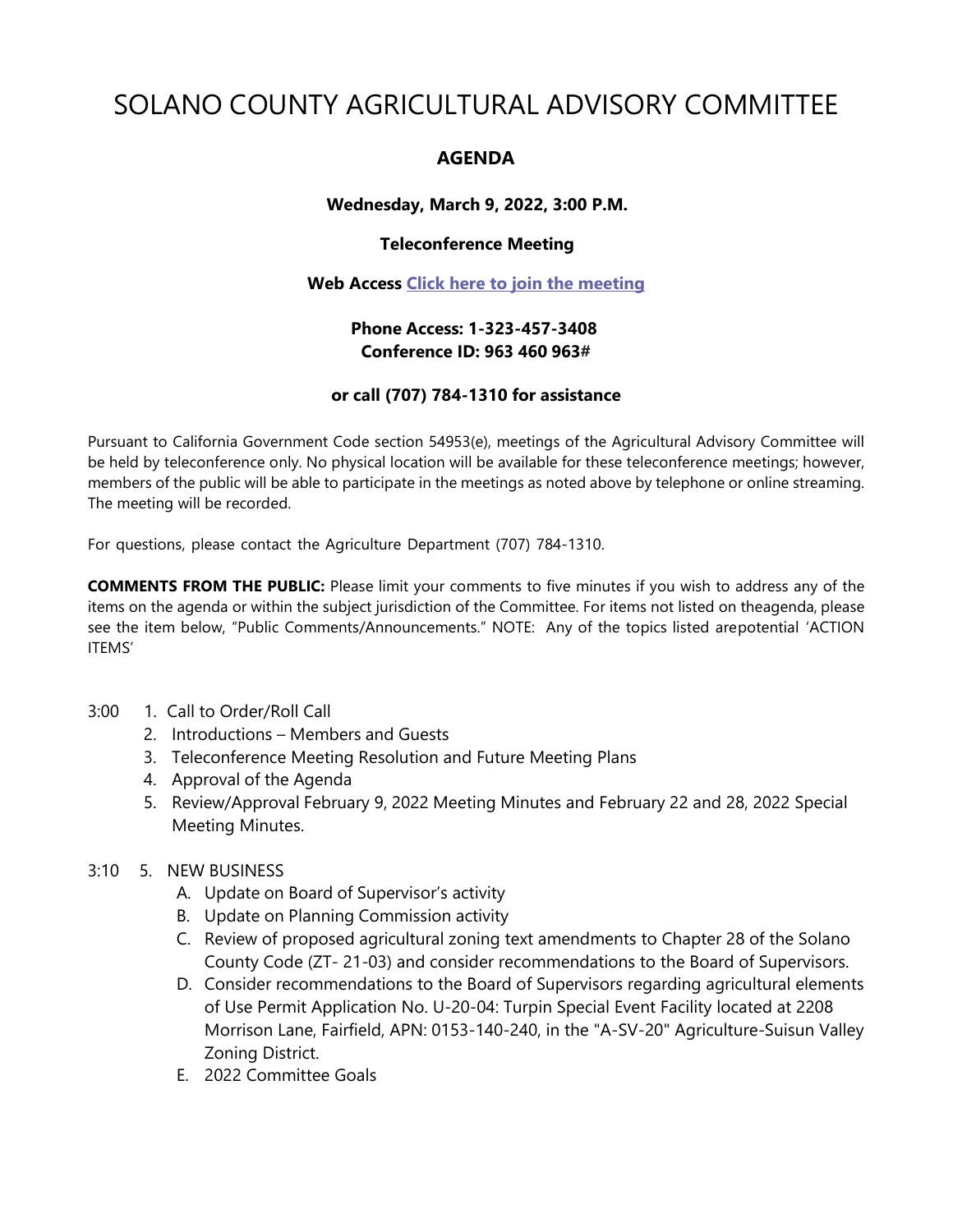# SOLANO COUNTY AGRICULTURAL ADVISORY COMMITTEE

## AGENDA

**Wednesday, March 9, 2022, 3:00 P.M.**

**Teleconference Meeting**

**Web Access [Click here to join the meeting]**

**Phone Access: 1-323-457-3408**
**Conference ID: 963 460 963#**

**or call (707) 784-1310 for assistance**

Pursuant to California Government Code section 54953(e), meetings of the Agricultural Advisory Committee will be held by teleconference only. No physical location will be available for these teleconference meetings; however, members of the public will be able to participate in the meetings as noted above by telephone or online streaming. The meeting will be recorded.

For questions, please contact the Agriculture Department (707) 784-1310.

**COMMENTS FROM THE PUBLIC:** Please limit your comments to five minutes if you wish to address any of the items on the agenda or within the subject jurisdiction of the Committee. For items not listed on theagenda, please see the item below, "Public Comments/Announcements." NOTE: Any of the topics listed arepotential 'ACTION ITEMS'

3:00 1. Call to Order/Roll Call
2. Introductions – Members and Guests
3. Teleconference Meeting Resolution and Future Meeting Plans
4. Approval of the Agenda
5. Review/Approval February 9, 2022 Meeting Minutes and February 22 and 28, 2022 Special Meeting Minutes.

3:10 5. NEW BUSINESS
A. Update on Board of Supervisor's activity
B. Update on Planning Commission activity
C. Review of proposed agricultural zoning text amendments to Chapter 28 of the Solano County Code (ZT- 21-03) and consider recommendations to the Board of Supervisors.
D. Consider recommendations to the Board of Supervisors regarding agricultural elements of Use Permit Application No. U-20-04: Turpin Special Event Facility located at 2208 Morrison Lane, Fairfield, APN: 0153-140-240, in the "A-SV-20" Agriculture-Suisun Valley Zoning District.
E. 2022 Committee Goals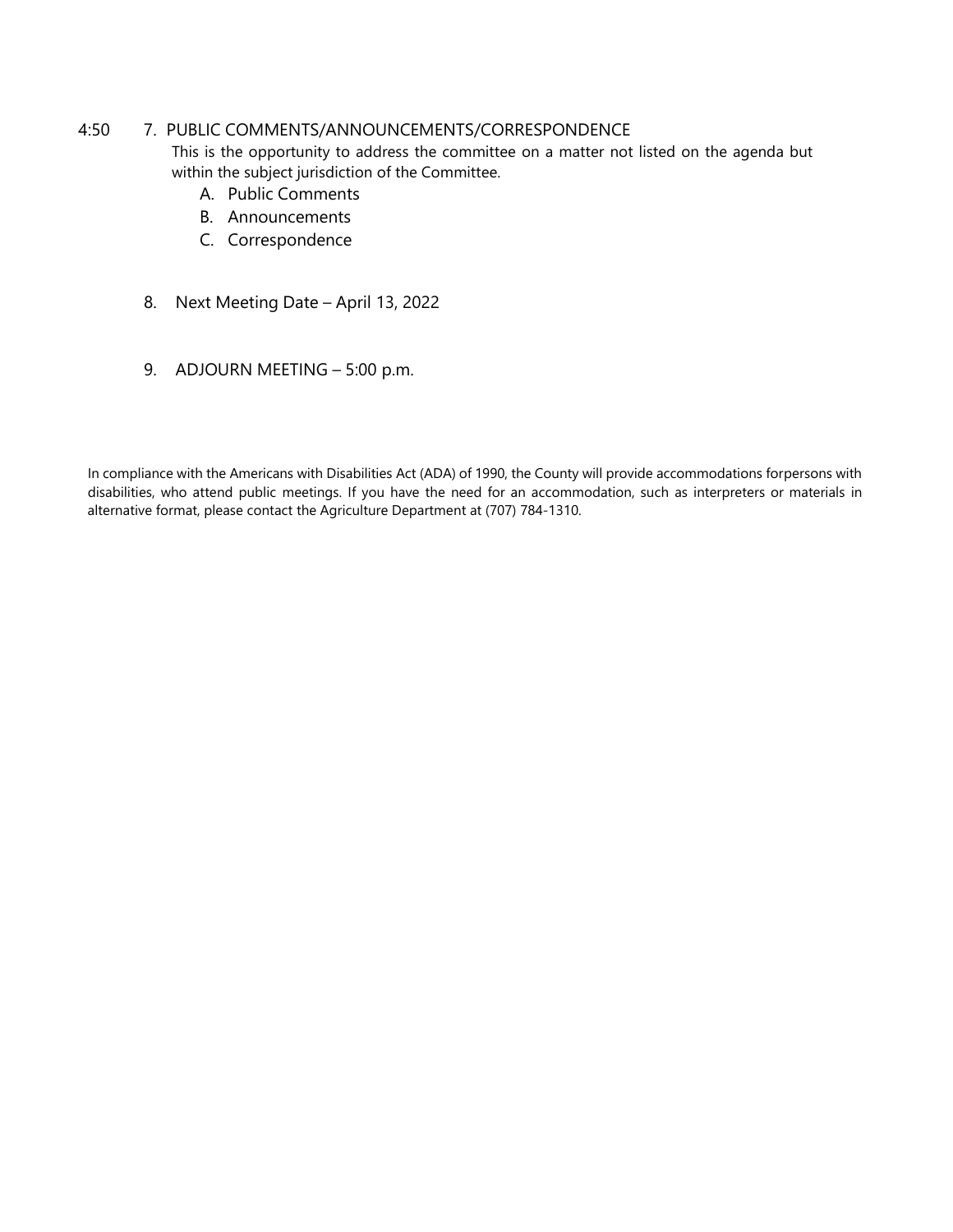4:50 7. PUBLIC COMMENTS/ANNOUNCEMENTS/CORRESPONDENCE

This is the opportunity to address the committee on a matter not listed on the agenda but within the subject jurisdiction of the Committee.

A. Public Comments
B. Announcements
C. Correspondence

8. Next Meeting Date – April 13, 2022

9. ADJOURN MEETING – 5:00 p.m.

In compliance with the Americans with Disabilities Act (ADA) of 1990, the County will provide accommodations forpersons with disabilities, who attend public meetings. If you have the need for an accommodation, such as interpreters or materials in alternative format, please contact the Agriculture Department at (707) 784-1310.